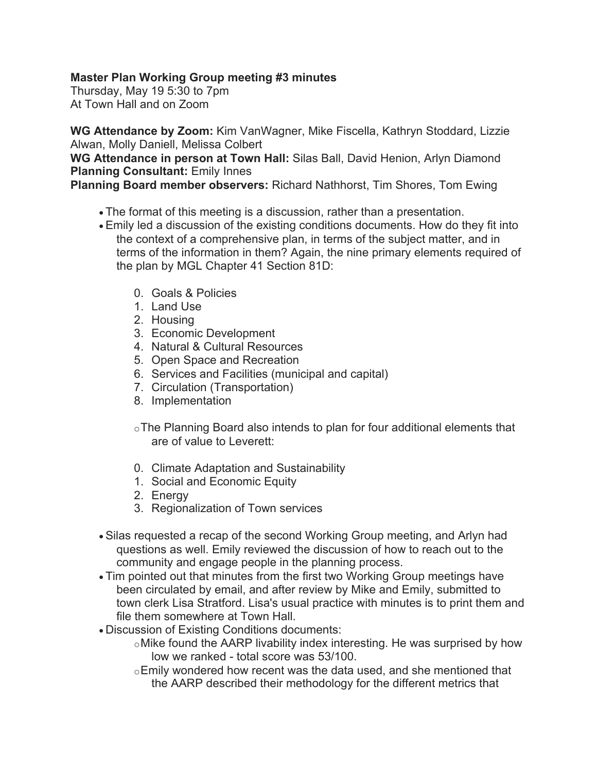**Master Plan Working Group meeting #3 minutes**

Thursday, May 19 5:30 to 7pm
At Town Hall and on Zoom

**WG Attendance by Zoom:** Kim VanWagner, Mike Fiscella, Kathryn Stoddard, Lizzie Alwan, Molly Daniell, Melissa Colbert
**WG Attendance in person at Town Hall:** Silas Ball, David Henion, Arlyn Diamond
**Planning Consultant:** Emily Innes
**Planning Board member observers:** Richard Nathhorst, Tim Shores, Tom Ewing

- The format of this meeting is a discussion, rather than a presentation.
- Emily led a discussion of the existing conditions documents. How do they fit into the context of a comprehensive plan, in terms of the subject matter, and in terms of the information in them? Again, the nine primary elements required of the plan by MGL Chapter 41 Section 81D:

    0. Goals & Policies
    1. Land Use
    2. Housing
    3. Economic Development
    4. Natural & Cultural Resources
    5. Open Space and Recreation
    6. Services and Facilities (municipal and capital)
    7. Circulation (Transportation)
    8. Implementation

    - The Planning Board also intends to plan for four additional elements that are of value to Leverett:

    0. Climate Adaptation and Sustainability
    1. Social and Economic Equity
    2. Energy
    3. Regionalization of Town services

- Silas requested a recap of the second Working Group meeting, and Arlyn had questions as well. Emily reviewed the discussion of how to reach out to the community and engage people in the planning process.
- Tim pointed out that minutes from the first two Working Group meetings have been circulated by email, and after review by Mike and Emily, submitted to town clerk Lisa Stratford. Lisa's usual practice with minutes is to print them and file them somewhere at Town Hall.
- Discussion of Existing Conditions documents:
    - Mike found the AARP livability index interesting. He was surprised by how low we ranked - total score was 53/100.
    - Emily wondered how recent was the data used, and she mentioned that the AARP described their methodology for the different metrics that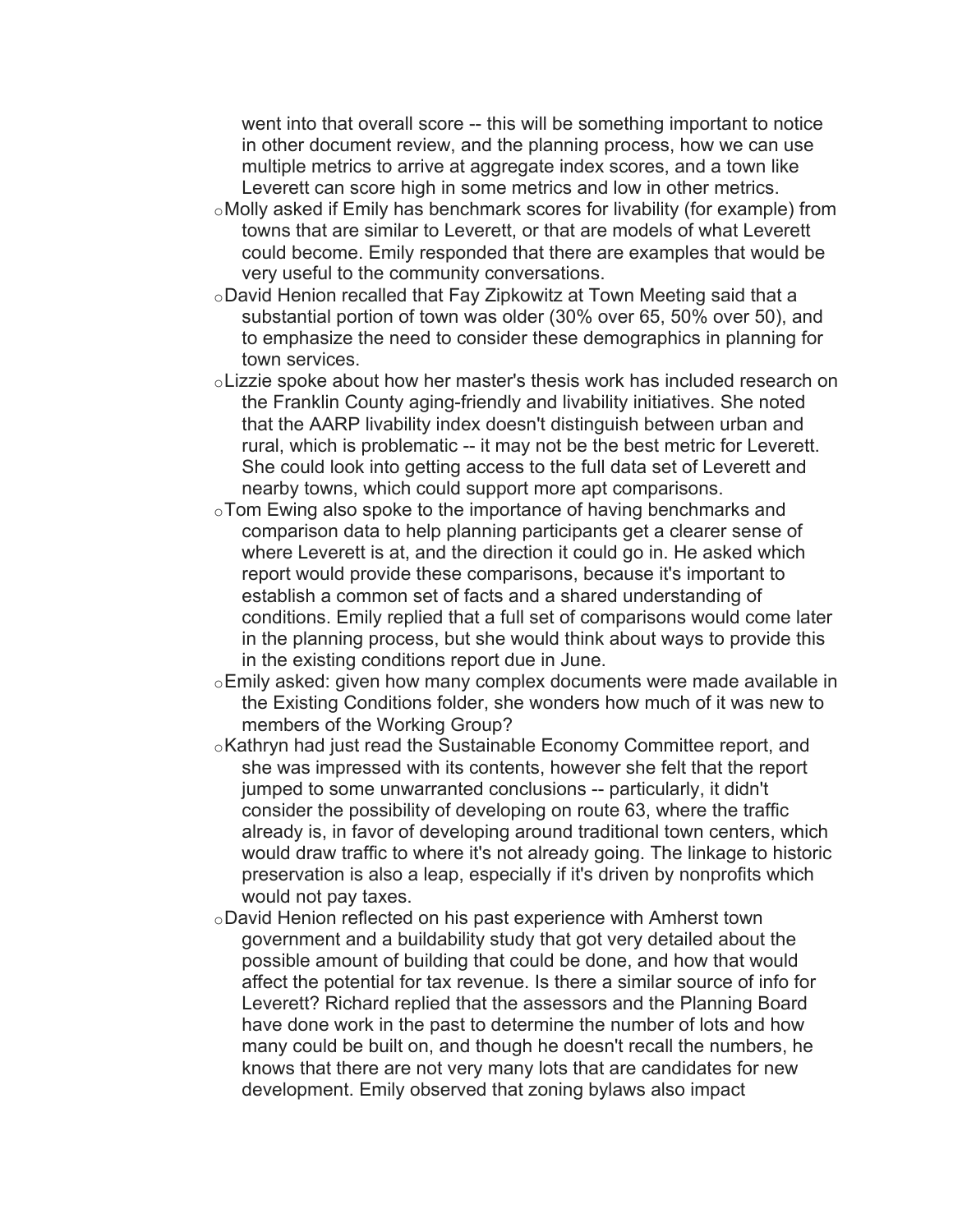went into that overall score -- this will be something important to notice in other document review, and the planning process, how we can use multiple metrics to arrive at aggregate index scores, and a town like Leverett can score high in some metrics and low in other metrics.

- Molly asked if Emily has benchmark scores for livability (for example) from towns that are similar to Leverett, or that are models of what Leverett could become. Emily responded that there are examples that would be very useful to the community conversations.
- David Henion recalled that Fay Zipkowitz at Town Meeting said that a substantial portion of town was older (30% over 65, 50% over 50), and to emphasize the need to consider these demographics in planning for town services.
- Lizzie spoke about how her master's thesis work has included research on the Franklin County aging-friendly and livability initiatives. She noted that the AARP livability index doesn't distinguish between urban and rural, which is problematic -- it may not be the best metric for Leverett. She could look into getting access to the full data set of Leverett and nearby towns, which could support more apt comparisons.
- Tom Ewing also spoke to the importance of having benchmarks and comparison data to help planning participants get a clearer sense of where Leverett is at, and the direction it could go in. He asked which report would provide these comparisons, because it's important to establish a common set of facts and a shared understanding of conditions. Emily replied that a full set of comparisons would come later in the planning process, but she would think about ways to provide this in the existing conditions report due in June.
- Emily asked: given how many complex documents were made available in the Existing Conditions folder, she wonders how much of it was new to members of the Working Group?
- Kathryn had just read the Sustainable Economy Committee report, and she was impressed with its contents, however she felt that the report jumped to some unwarranted conclusions -- particularly, it didn't consider the possibility of developing on route 63, where the traffic already is, in favor of developing around traditional town centers, which would draw traffic to where it's not already going. The linkage to historic preservation is also a leap, especially if it's driven by nonprofits which would not pay taxes.
- David Henion reflected on his past experience with Amherst town government and a buildability study that got very detailed about the possible amount of building that could be done, and how that would affect the potential for tax revenue. Is there a similar source of info for Leverett? Richard replied that the assessors and the Planning Board have done work in the past to determine the number of lots and how many could be built on, and though he doesn't recall the numbers, he knows that there are not very many lots that are candidates for new development. Emily observed that zoning bylaws also impact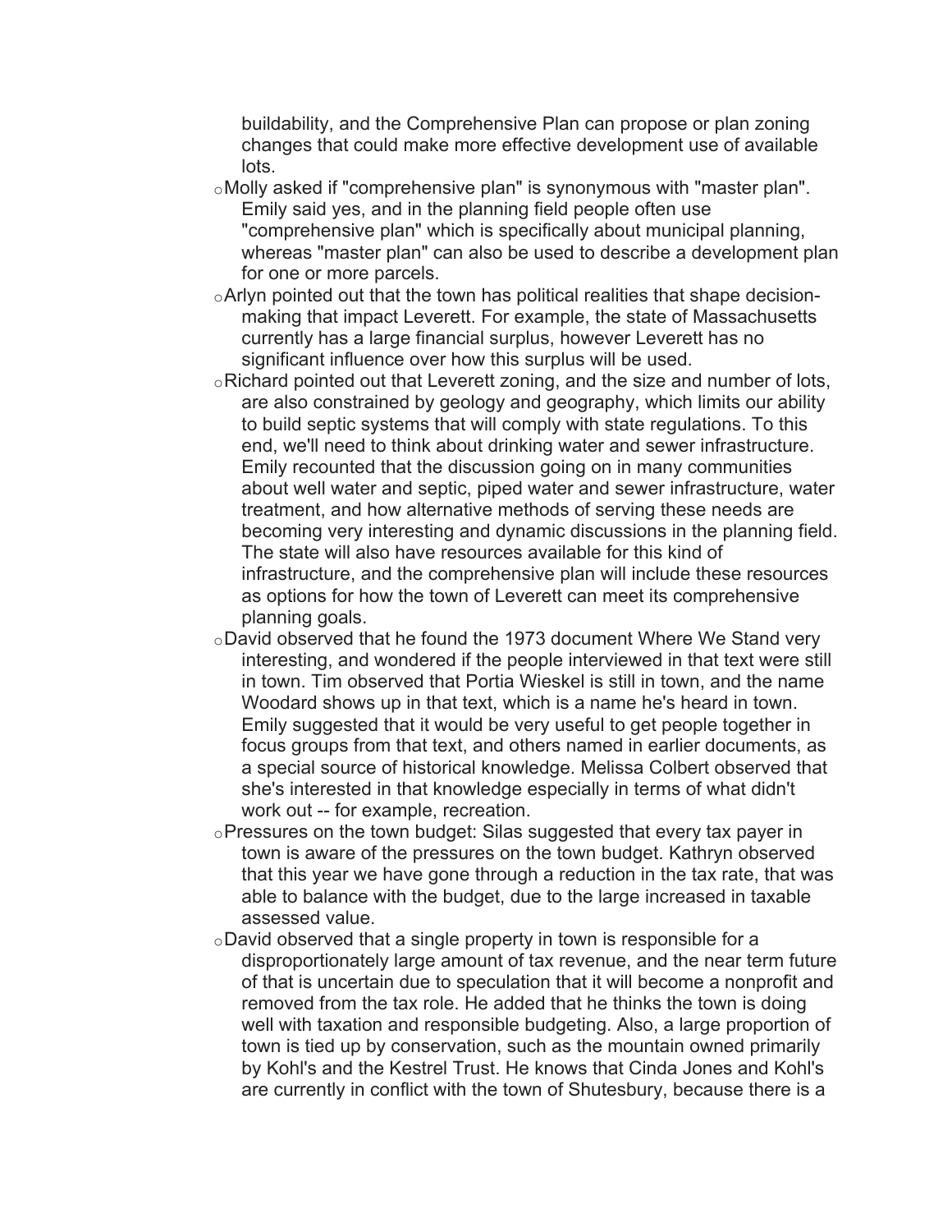buildability, and the Comprehensive Plan can propose or plan zoning changes that could make more effective development use of available lots.

- Molly asked if "comprehensive plan" is synonymous with "master plan". Emily said yes, and in the planning field people often use "comprehensive plan" which is specifically about municipal planning, whereas "master plan" can also be used to describe a development plan for one or more parcels.
- Arlyn pointed out that the town has political realities that shape decision-making that impact Leverett. For example, the state of Massachusetts currently has a large financial surplus, however Leverett has no significant influence over how this surplus will be used.
- Richard pointed out that Leverett zoning, and the size and number of lots, are also constrained by geology and geography, which limits our ability to build septic systems that will comply with state regulations. To this end, we'll need to think about drinking water and sewer infrastructure. Emily recounted that the discussion going on in many communities about well water and septic, piped water and sewer infrastructure, water treatment, and how alternative methods of serving these needs are becoming very interesting and dynamic discussions in the planning field. The state will also have resources available for this kind of infrastructure, and the comprehensive plan will include these resources as options for how the town of Leverett can meet its comprehensive planning goals.
- David observed that he found the 1973 document Where We Stand very interesting, and wondered if the people interviewed in that text were still in town. Tim observed that Portia Wieskel is still in town, and the name Woodard shows up in that text, which is a name he's heard in town. Emily suggested that it would be very useful to get people together in focus groups from that text, and others named in earlier documents, as a special source of historical knowledge. Melissa Colbert observed that she's interested in that knowledge especially in terms of what didn't work out -- for example, recreation.
- Pressures on the town budget: Silas suggested that every tax payer in town is aware of the pressures on the town budget. Kathryn observed that this year we have gone through a reduction in the tax rate, that was able to balance with the budget, due to the large increased in taxable assessed value.
- David observed that a single property in town is responsible for a disproportionately large amount of tax revenue, and the near term future of that is uncertain due to speculation that it will become a nonprofit and removed from the tax role. He added that he thinks the town is doing well with taxation and responsible budgeting. Also, a large proportion of town is tied up by conservation, such as the mountain owned primarily by Kohl's and the Kestrel Trust. He knows that Cinda Jones and Kohl's are currently in conflict with the town of Shutesbury, because there is a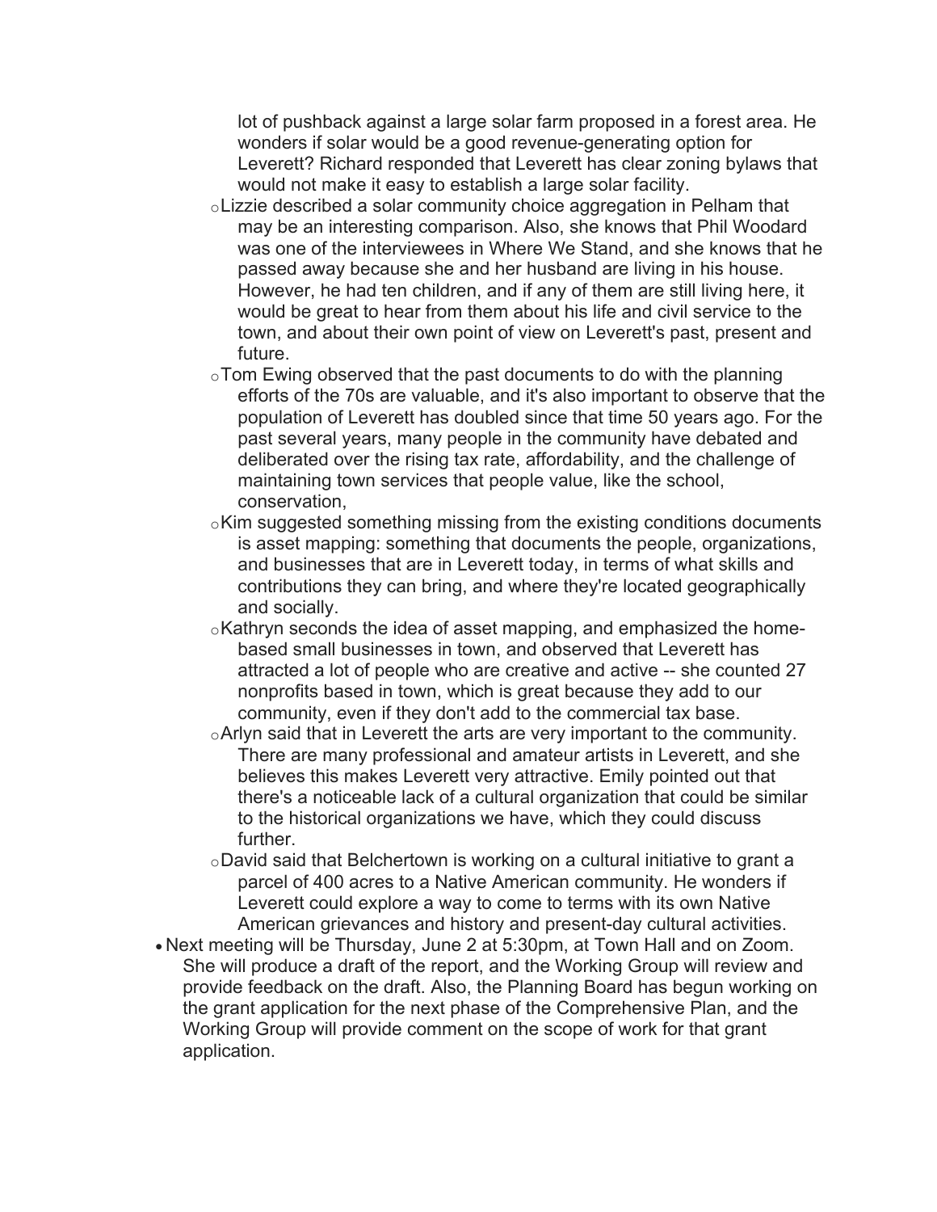lot of pushback against a large solar farm proposed in a forest area. He wonders if solar would be a good revenue-generating option for Leverett? Richard responded that Leverett has clear zoning bylaws that would not make it easy to establish a large solar facility.

  - Lizzie described a solar community choice aggregation in Pelham that may be an interesting comparison. Also, she knows that Phil Woodard was one of the interviewees in Where We Stand, and she knows that he passed away because she and her husband are living in his house. However, he had ten children, and if any of them are still living here, it would be great to hear from them about his life and civil service to the town, and about their own point of view on Leverett's past, present and future.
  - Tom Ewing observed that the past documents to do with the planning efforts of the 70s are valuable, and it's also important to observe that the population of Leverett has doubled since that time 50 years ago. For the past several years, many people in the community have debated and deliberated over the rising tax rate, affordability, and the challenge of maintaining town services that people value, like the school, conservation,
  - Kim suggested something missing from the existing conditions documents is asset mapping: something that documents the people, organizations, and businesses that are in Leverett today, in terms of what skills and contributions they can bring, and where they're located geographically and socially.
  - Kathryn seconds the idea of asset mapping, and emphasized the home-based small businesses in town, and observed that Leverett has attracted a lot of people who are creative and active -- she counted 27 nonprofits based in town, which is great because they add to our community, even if they don't add to the commercial tax base.
  - Arlyn said that in Leverett the arts are very important to the community. There are many professional and amateur artists in Leverett, and she believes this makes Leverett very attractive. Emily pointed out that there's a noticeable lack of a cultural organization that could be similar to the historical organizations we have, which they could discuss further.
  - David said that Belchertown is working on a cultural initiative to grant a parcel of 400 acres to a Native American community. He wonders if Leverett could explore a way to come to terms with its own Native American grievances and history and present-day cultural activities.
- Next meeting will be Thursday, June 2 at 5:30pm, at Town Hall and on Zoom. She will produce a draft of the report, and the Working Group will review and provide feedback on the draft. Also, the Planning Board has begun working on the grant application for the next phase of the Comprehensive Plan, and the Working Group will provide comment on the scope of work for that grant application.